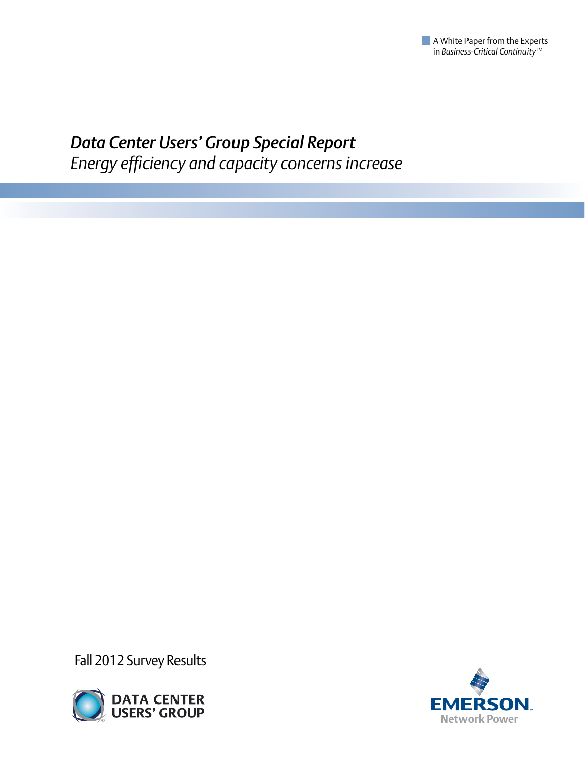A White Paper from the Experts in *Business-Critical Continuity*™

# *Data Center Users' Group Special Report*

## *Energy efficiency and capacity concerns increase*

Fall 2012 Survey Results

DATA CENTER USERS' GROUP

EMERSON Network Power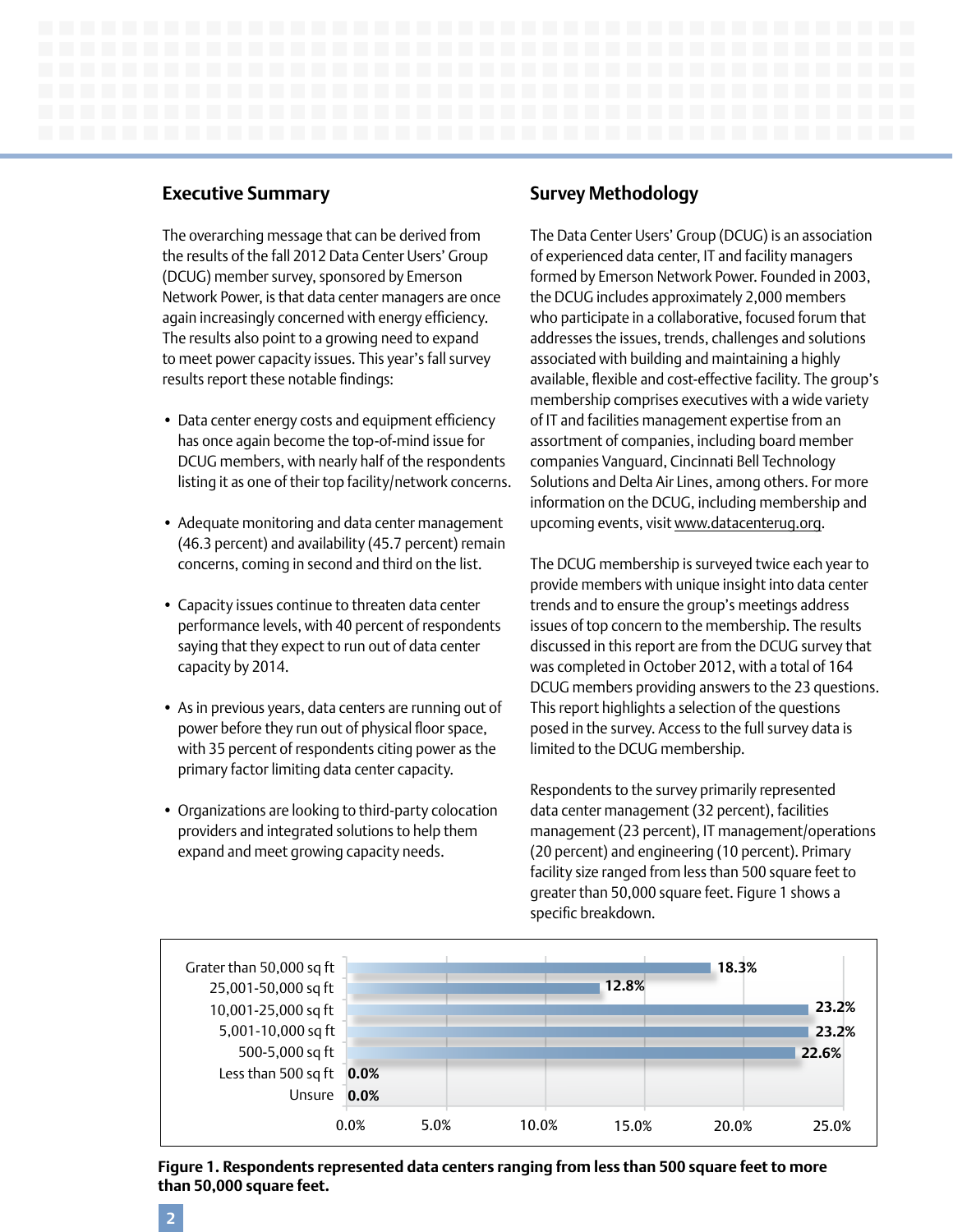## Executive Summary

The overarching message that can be derived from the results of the fall 2012 Data Center Users' Group (DCUG) member survey, sponsored by Emerson Network Power, is that data center managers are once again increasingly concerned with energy efficiency. The results also point to a growing need to expand to meet power capacity issues. This year's fall survey results report these notable findings:

- Data center energy costs and equipment efficiency has once again become the top-of-mind issue for DCUG members, with nearly half of the respondents listing it as one of their top facility/network concerns.
- Adequate monitoring and data center management (46.3 percent) and availability (45.7 percent) remain concerns, coming in second and third on the list.
- Capacity issues continue to threaten data center performance levels, with 40 percent of respondents saying that they expect to run out of data center capacity by 2014.
- As in previous years, data centers are running out of power before they run out of physical floor space, with 35 percent of respondents citing power as the primary factor limiting data center capacity.
- Organizations are looking to third-party colocation providers and integrated solutions to help them expand and meet growing capacity needs.

## Survey Methodology

The Data Center Users' Group (DCUG) is an association of experienced data center, IT and facility managers formed by Emerson Network Power. Founded in 2003, the DCUG includes approximately 2,000 members who participate in a collaborative, focused forum that addresses the issues, trends, challenges and solutions associated with building and maintaining a highly available, flexible and cost-effective facility. The group's membership comprises executives with a wide variety of IT and facilities management expertise from an assortment of companies, including board member companies Vanguard, Cincinnati Bell Technology Solutions and Delta Air Lines, among others. For more information on the DCUG, including membership and upcoming events, visit www.datacenterug.org.

The DCUG membership is surveyed twice each year to provide members with unique insight into data center trends and to ensure the group's meetings address issues of top concern to the membership. The results discussed in this report are from the DCUG survey that was completed in October 2012, with a total of 164 DCUG members providing answers to the 23 questions. This report highlights a selection of the questions posed in the survey. Access to the full survey data is limited to the DCUG membership.

Respondents to the survey primarily represented data center management (32 percent), facilities management (23 percent), IT management/operations (20 percent) and engineering (10 percent). Primary facility size ranged from less than 500 square feet to greater than 50,000 square feet. Figure 1 shows a specific breakdown.

| Facility size | Percent |
|---|---|
| Grater than 50,000 sq ft | 18.3% |
| 25,001-50,000 sq ft | 12.8% |
| 10,001-25,000 sq ft | 23.2% |
| 5,001-10,000 sq ft | 23.2% |
| 500-5,000 sq ft | 22.6% |
| Less than 500 sq ft | 0.0% |
| Unsure | 0.0% |

**Figure 1. Respondents represented data centers ranging from less than 500 square feet to more than 50,000 square feet.**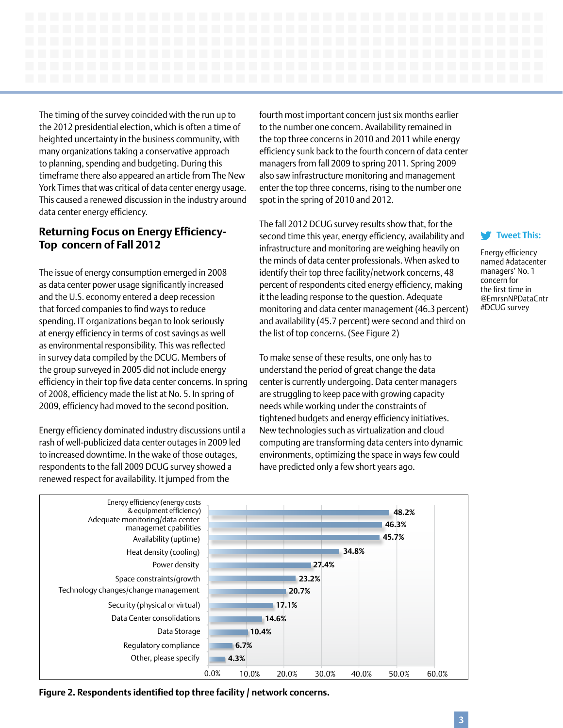The timing of the survey coincided with the run up to the 2012 presidential election, which is often a time of heighted uncertainty in the business community, with many organizations taking a conservative approach to planning, spending and budgeting. During this timeframe there also appeared an article from The New York Times that was critical of data center energy usage. This caused a renewed discussion in the industry around data center energy efficiency.

## Returning Focus on Energy Efficiency- Top concern of Fall 2012

The issue of energy consumption emerged in 2008 as data center power usage significantly increased and the U.S. economy entered a deep recession that forced companies to find ways to reduce spending. IT organizations began to look seriously at energy efficiency in terms of cost savings as well as environmental responsibility. This was reflected in survey data compiled by the DCUG. Members of the group surveyed in 2005 did not include energy efficiency in their top five data center concerns. In spring of 2008, efficiency made the list at No. 5. In spring of 2009, efficiency had moved to the second position.

Energy efficiency dominated industry discussions until a rash of well-publicized data center outages in 2009 led to increased downtime. In the wake of those outages, respondents to the fall 2009 DCUG survey showed a renewed respect for availability. It jumped from the fourth most important concern just six months earlier to the number one concern. Availability remained in the top three concerns in 2010 and 2011 while energy efficiency sunk back to the fourth concern of data center managers from fall 2009 to spring 2011. Spring 2009 also saw infrastructure monitoring and management enter the top three concerns, rising to the number one spot in the spring of 2010 and 2012.

The fall 2012 DCUG survey results show that, for the second time this year, energy efficiency, availability and infrastructure and monitoring are weighing heavily on the minds of data center professionals. When asked to identify their top three facility/network concerns, 48 percent of respondents cited energy efficiency, making it the leading response to the question. Adequate monitoring and data center management (46.3 percent) and availability (45.7 percent) were second and third on the list of top concerns. (See Figure 2)

To make sense of these results, one only has to understand the period of great change the data center is currently undergoing. Data center managers are struggling to keep pace with growing capacity needs while working under the constraints of tightened budgets and energy efficiency initiatives. New technologies such as virtualization and cloud computing are transforming data centers into dynamic environments, optimizing the space in ways few could have predicted only a few short years ago.

**Tweet This:**

Energy efficiency named #datacenter managers' No. 1 concern for the first time in @EmrsnNPDataCntr #DCUG survey

| Concern | Percent |
|---|---|
| Energy efficiency (energy costs & equipment efficiency) | 48.2% |
| Adequate monitoring/data center managemet capabilities | 46.3% |
| Availability (uptime) | 45.7% |
| Heat density (cooling) | 34.8% |
| Power density | 27.4% |
| Space constraints/growth | 23.2% |
| Technology changes/change management | 20.7% |
| Security (physical or virtual) | 17.1% |
| Data Center consolidations | 14.6% |
| Data Storage | 10.4% |
| Regulatory compliance | 6.7% |
| Other, please specify | 4.3% |

**Figure 2. Respondents identified top three facility / network concerns.**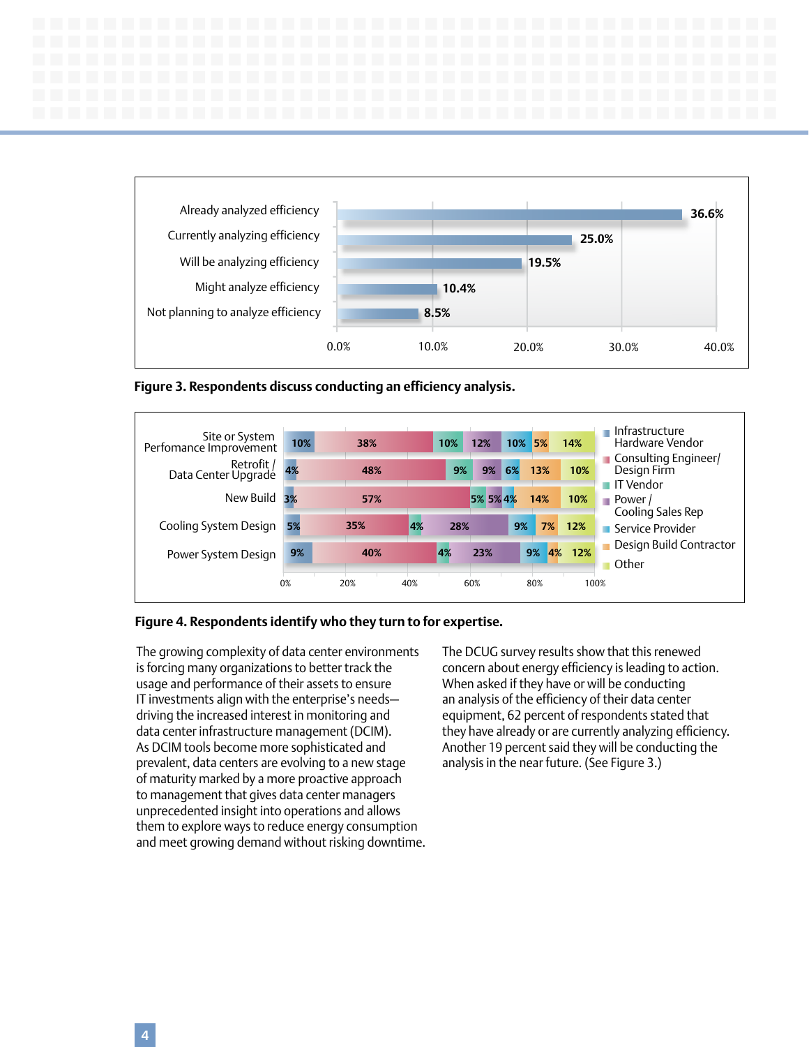| Response | Percentage |
|---|---|
| Already analyzed efficiency | 36.6% |
| Currently analyzing efficiency | 25.0% |
| Will be analyzing efficiency | 19.5% |
| Might analyze efficiency | 10.4% |
| Not planning to analyze efficiency | 8.5% |

**Figure 3. Respondents discuss conducting an efficiency analysis.**

| | Infrastructure Hardware Vendor | Consulting Engineer/ Design Firm | IT Vendor | Power / Cooling Sales Rep | Service Provider | Design Build Contractor | Other |
|---|---|---|---|---|---|---|---|
| Site or System Perfomance Improvement | 10% | 38% | 10% | 12% | 10% | 5% | 14% |
| Retrofit / Data Center Upgrade | 4% | 48% | 9% | 9% | 6% | 13% | 10% |
| New Build | 3% | 57% | 5% | 5% | 4% | 14% | 10% |
| Cooling System Design | 5% | 35% | 4% | 28% | 9% | 7% | 12% |
| Power System Design | 9% | 40% | 4% | 23% | 9% | 4% | 12% |

**Figure 4. Respondents identify who they turn to for expertise.**

The growing complexity of data center environments is forcing many organizations to better track the usage and performance of their assets to ensure IT investments align with the enterprise's needs—driving the increased interest in monitoring and data center infrastructure management (DCIM). As DCIM tools become more sophisticated and prevalent, data centers are evolving to a new stage of maturity marked by a more proactive approach to management that gives data center managers unprecedented insight into operations and allows them to explore ways to reduce energy consumption and meet growing demand without risking downtime.

The DCUG survey results show that this renewed concern about energy efficiency is leading to action. When asked if they have or will be conducting an analysis of the efficiency of their data center equipment, 62 percent of respondents stated that they have already or are currently analyzing efficiency. Another 19 percent said they will be conducting the analysis in the near future. (See Figure 3.)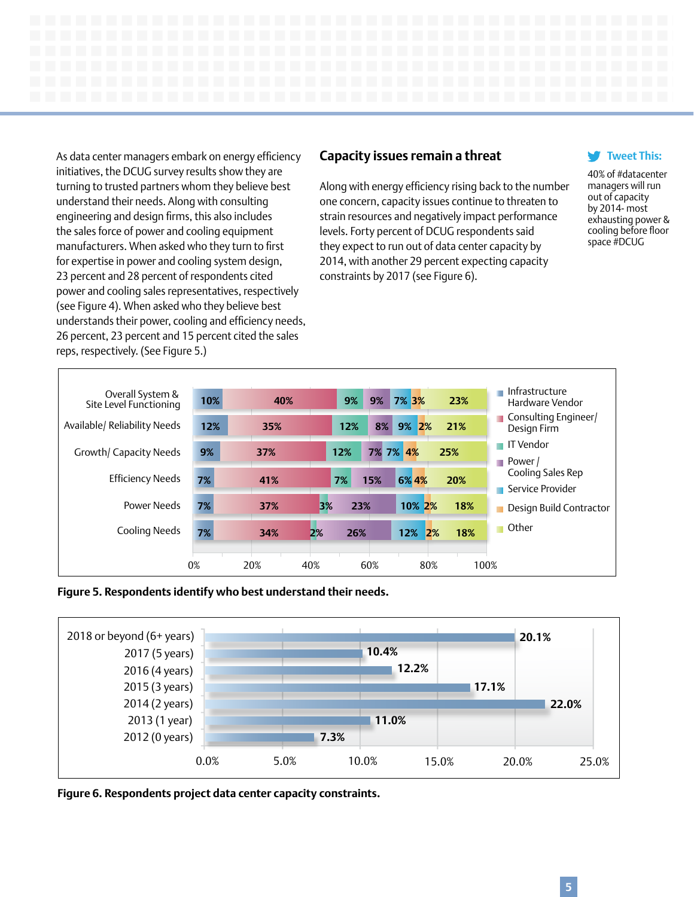As data center managers embark on energy efficiency initiatives, the DCUG survey results show they are turning to trusted partners whom they believe best understand their needs. Along with consulting engineering and design firms, this also includes the sales force of power and cooling equipment manufacturers. When asked who they turn to first for expertise in power and cooling system design, 23 percent and 28 percent of respondents cited power and cooling sales representatives, respectively (see Figure 4). When asked who they believe best understands their power, cooling and efficiency needs, 26 percent, 23 percent and 15 percent cited the sales reps, respectively. (See Figure 5.)

## Capacity issues remain a threat

Along with energy efficiency rising back to the number one concern, capacity issues continue to threaten to strain resources and negatively impact performance levels. Forty percent of DCUG respondents said they expect to run out of data center capacity by 2014, with another 29 percent expecting capacity constraints by 2017 (see Figure 6).

**Tweet This:**

40% of #datacenter managers will run out of capacity by 2014- most exhausting power & cooling before floor space #DCUG

| | Infrastructure Hardware Vendor | Consulting Engineer/ Design Firm | IT Vendor | Power / Cooling Sales Rep | Service Provider | Design Build Contractor | Other |
|---|---|---|---|---|---|---|---|
| Overall System & Site Level Functioning | 10% | 40% | 9% | 9% | 7% | 3% | 23% |
| Available/ Reliability Needs | 12% | 35% | 12% | 8% | 9% | 2% | 21% |
| Growth/ Capacity Needs | 9% | 37% | 12% | 7% | 7% | 4% | 25% |
| Efficiency Needs | 7% | 41% | 7% | 15% | 6% | 4% | 20% |
| Power Needs | 7% | 37% | 3% | 23% | 10% | 2% | 18% |
| Cooling Needs | 7% | 34% | 2% | 26% | 12% | 2% | 18% |

**Figure 5. Respondents identify who best understand their needs.**

| Year | Percent |
|---|---|
| 2018 or beyond (6+ years) | 20.1% |
| 2017 (5 years) | 10.4% |
| 2016 (4 years) | 12.2% |
| 2015 (3 years) | 17.1% |
| 2014 (2 years) | 22.0% |
| 2013 (1 year) | 11.0% |
| 2012 (0 years) | 7.3% |

**Figure 6. Respondents project data center capacity constraints.**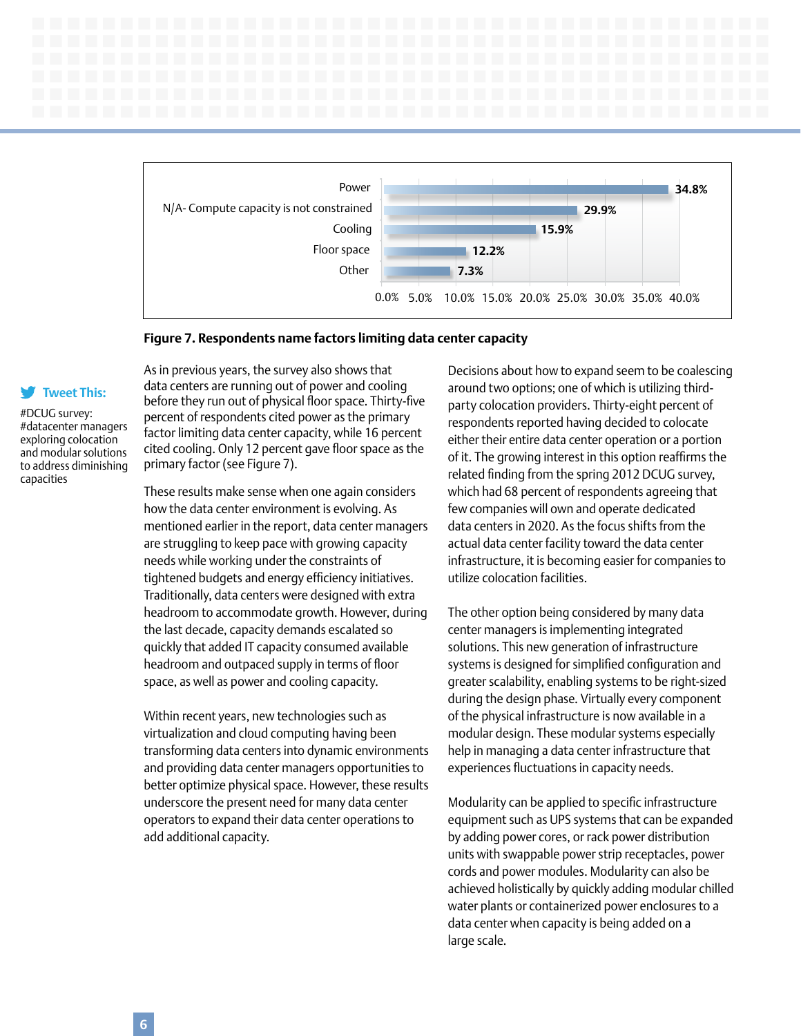| Factor | Percentage |
|---|---|
| Power | 34.8% |
| N/A- Compute capacity is not constrained | 29.9% |
| Cooling | 15.9% |
| Floor space | 12.2% |
| Other | 7.3% |

**Figure 7. Respondents name factors limiting data center capacity**

**Tweet This:**

#DCUG survey: #datacenter managers exploring colocation and modular solutions to address diminishing capacities

As in previous years, the survey also shows that data centers are running out of power and cooling before they run out of physical floor space. Thirty-five percent of respondents cited power as the primary factor limiting data center capacity, while 16 percent cited cooling. Only 12 percent gave floor space as the primary factor (see Figure 7).

These results make sense when one again considers how the data center environment is evolving. As mentioned earlier in the report, data center managers are struggling to keep pace with growing capacity needs while working under the constraints of tightened budgets and energy efficiency initiatives. Traditionally, data centers were designed with extra headroom to accommodate growth. However, during the last decade, capacity demands escalated so quickly that added IT capacity consumed available headroom and outpaced supply in terms of floor space, as well as power and cooling capacity.

Within recent years, new technologies such as virtualization and cloud computing having been transforming data centers into dynamic environments and providing data center managers opportunities to better optimize physical space. However, these results underscore the present need for many data center operators to expand their data center operations to add additional capacity.

Decisions about how to expand seem to be coalescing around two options; one of which is utilizing third-party colocation providers. Thirty-eight percent of respondents reported having decided to colocate either their entire data center operation or a portion of it. The growing interest in this option reaffirms the related finding from the spring 2012 DCUG survey, which had 68 percent of respondents agreeing that few companies will own and operate dedicated data centers in 2020. As the focus shifts from the actual data center facility toward the data center infrastructure, it is becoming easier for companies to utilize colocation facilities.

The other option being considered by many data center managers is implementing integrated solutions. This new generation of infrastructure systems is designed for simplified configuration and greater scalability, enabling systems to be right-sized during the design phase. Virtually every component of the physical infrastructure is now available in a modular design. These modular systems especially help in managing a data center infrastructure that experiences fluctuations in capacity needs.

Modularity can be applied to specific infrastructure equipment such as UPS systems that can be expanded by adding power cores, or rack power distribution units with swappable power strip receptacles, power cords and power modules. Modularity can also be achieved holistically by quickly adding modular chilled water plants or containerized power enclosures to a data center when capacity is being added on a large scale.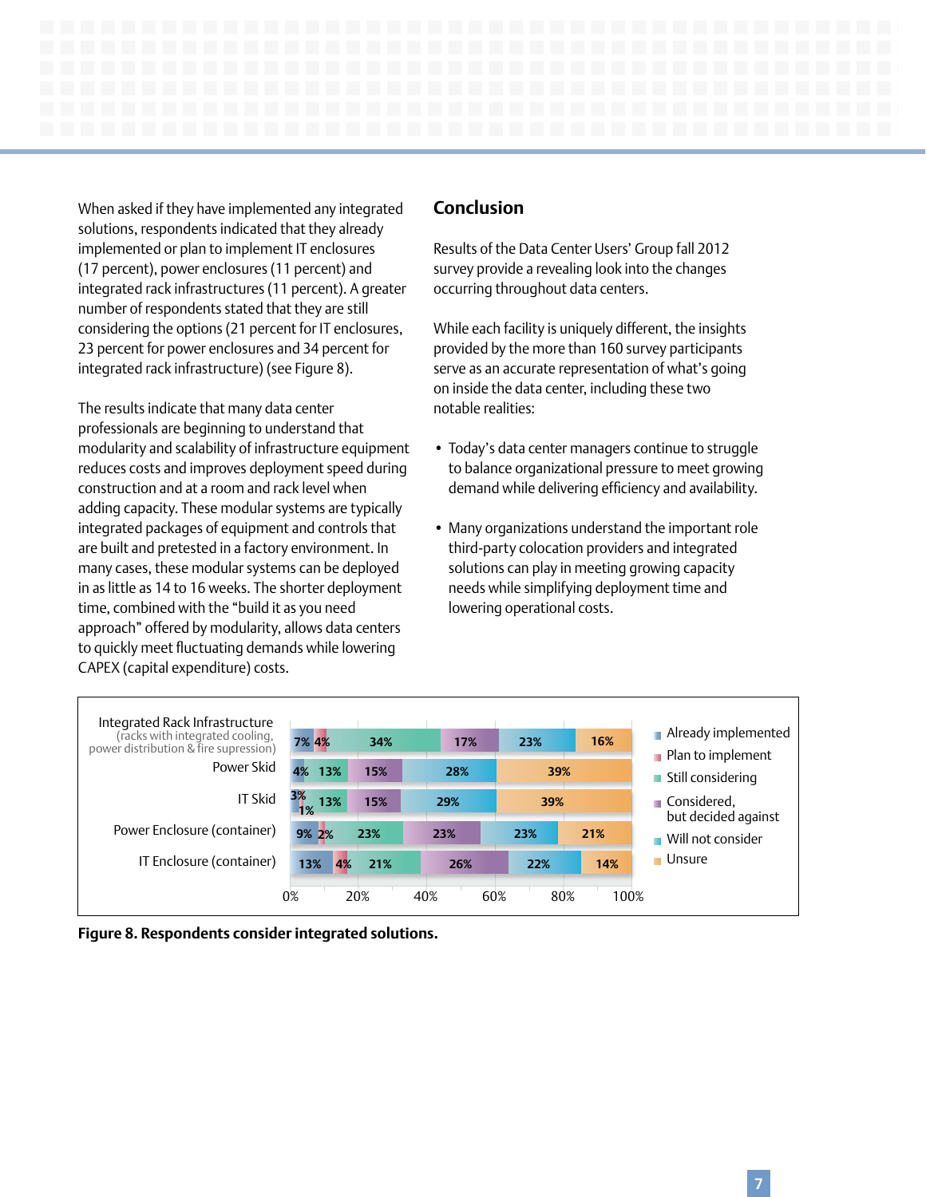When asked if they have implemented any integrated solutions, respondents indicated that they already implemented or plan to implement IT enclosures (17 percent), power enclosures (11 percent) and integrated rack infrastructures (11 percent). A greater number of respondents stated that they are still considering the options (21 percent for IT enclosures, 23 percent for power enclosures and 34 percent for integrated rack infrastructure) (see Figure 8).

The results indicate that many data center professionals are beginning to understand that modularity and scalability of infrastructure equipment reduces costs and improves deployment speed during construction and at a room and rack level when adding capacity. These modular systems are typically integrated packages of equipment and controls that are built and pretested in a factory environment. In many cases, these modular systems can be deployed in as little as 14 to 16 weeks. The shorter deployment time, combined with the "build it as you need approach" offered by modularity, allows data centers to quickly meet fluctuating demands while lowering CAPEX (capital expenditure) costs.

## Conclusion

Results of the Data Center Users' Group fall 2012 survey provide a revealing look into the changes occurring throughout data centers.

While each facility is uniquely different, the insights provided by the more than 160 survey participants serve as an accurate representation of what's going on inside the data center, including these two notable realities:

- Today's data center managers continue to struggle to balance organizational pressure to meet growing demand while delivering efficiency and availability.
- Many organizations understand the important role third-party colocation providers and integrated solutions can play in meeting growing capacity needs while simplifying deployment time and lowering operational costs.

| | Already implemented | Plan to implement | Still considering | Considered, but decided against | Will not consider | Unsure |
|---|---|---|---|---|---|---|
| Integrated Rack Infrastructure (racks with integrated cooling, power distribution & fire supression) | 7% | 4% | 34% | 17% | 23% | 16% |
| Power Skid | 4% | | 13% | 15% | 28% | 39% |
| IT Skid | 3% | 1% | 13% | 15% | 29% | 39% |
| Power Enclosure (container) | 9% | 2% | 23% | 23% | 23% | 21% |
| IT Enclosure (container) | 13% | 4% | 21% | 26% | 22% | 14% |

**Figure 8. Respondents consider integrated solutions.**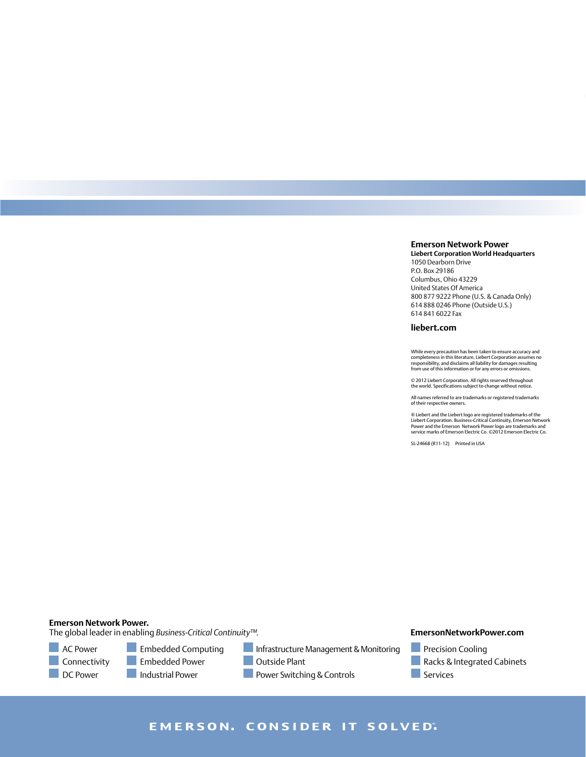**Emerson Network Power**
**Liebert Corporation World Headquarters**
1050 Dearborn Drive
P.O. Box 29186
Columbus, Ohio 43229
United States Of America
800 877 9222 Phone (U.S. & Canada Only)
614 888 0246 Phone (Outside U.S.)
614 841 6022 Fax

**liebert.com**

While every precaution has been taken to ensure accuracy and completeness in this literature, Liebert Corporation assumes no responsibility, and disclaims all liability for damages resulting from use of this information or for any errors or omissions.

© 2012 Liebert Corporation. All rights reserved throughout the world. Specifications subject to change without notice.

All names referred to are trademarks or registered trademarks of their respective owners.

® Liebert and the Liebert logo are registered trademarks of the Liebert Corporation. Business-Critical Continuity, Emerson Network Power and the Emerson Network Power logo are trademarks and service marks of Emerson Electric Co. ©2012 Emerson Electric Co.

SL-24668 (R11-12) Printed in USA

**Emerson Network Power.**
The global leader in enabling *Business-Critical Continuity™*.

**EmersonNetworkPower.com**

- AC Power
- Connectivity
- DC Power
- Embedded Computing
- Embedded Power
- Industrial Power
- Infrastructure Management & Monitoring
- Outside Plant
- Power Switching & Controls
- Precision Cooling
- Racks & Integrated Cabinets
- Services

EMERSON. CONSIDER IT SOLVED™.